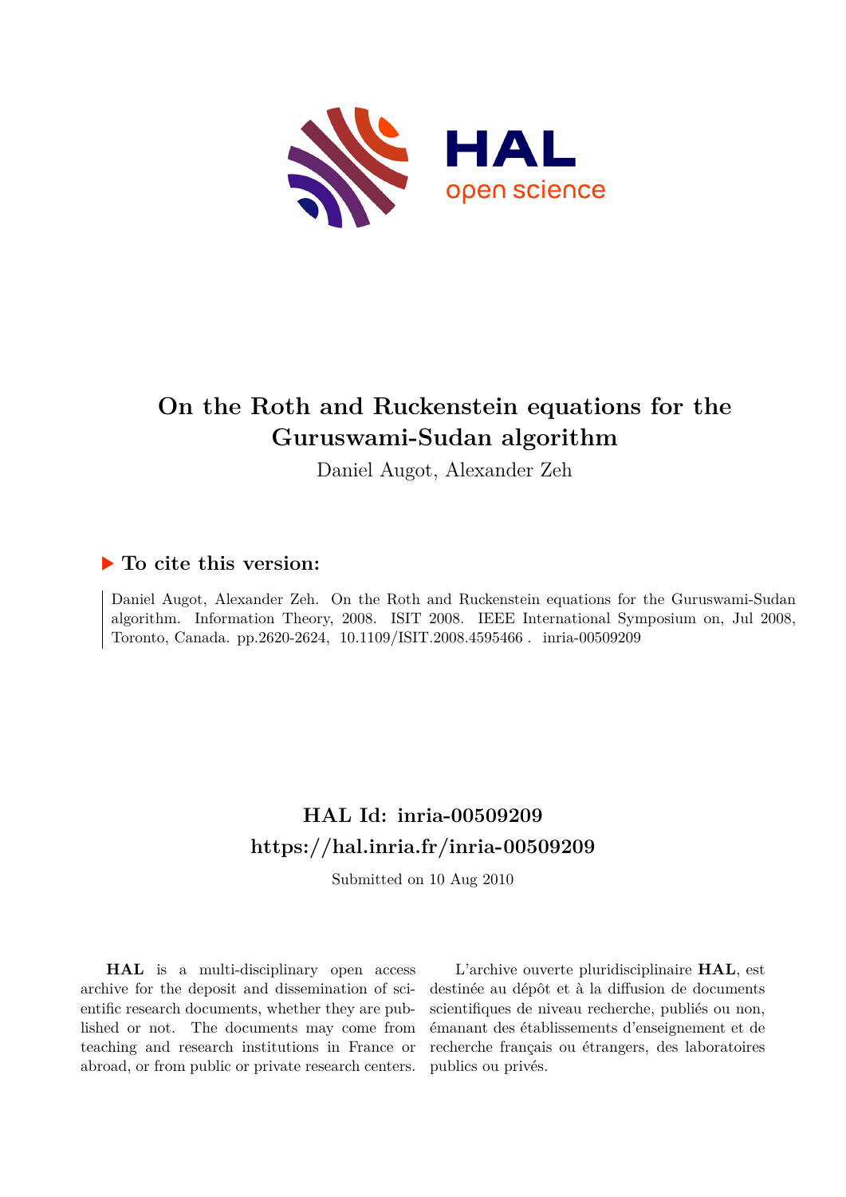# On the Roth and Ruckenstein equations for the Guruswami-Sudan algorithm

Daniel Augot, Alexander Zeh

## ▶ To cite this version:

Daniel Augot, Alexander Zeh. On the Roth and Ruckenstein equations for the Guruswami-Sudan algorithm. Information Theory, 2008. ISIT 2008. IEEE International Symposium on, Jul 2008, Toronto, Canada. pp.2620-2624, 10.1109/ISIT.2008.4595466 . inria-00509209

## HAL Id: inria-00509209

## https://hal.inria.fr/inria-00509209

Submitted on 10 Aug 2010

**HAL** is a multi-disciplinary open access archive for the deposit and dissemination of scientific research documents, whether they are published or not. The documents may come from teaching and research institutions in France or abroad, or from public or private research centers.

L'archive ouverte pluridisciplinaire **HAL**, est destinée au dépôt et à la diffusion de documents scientifiques de niveau recherche, publiés ou non, émanant des établissements d'enseignement et de recherche français ou étrangers, des laboratoires publics ou privés.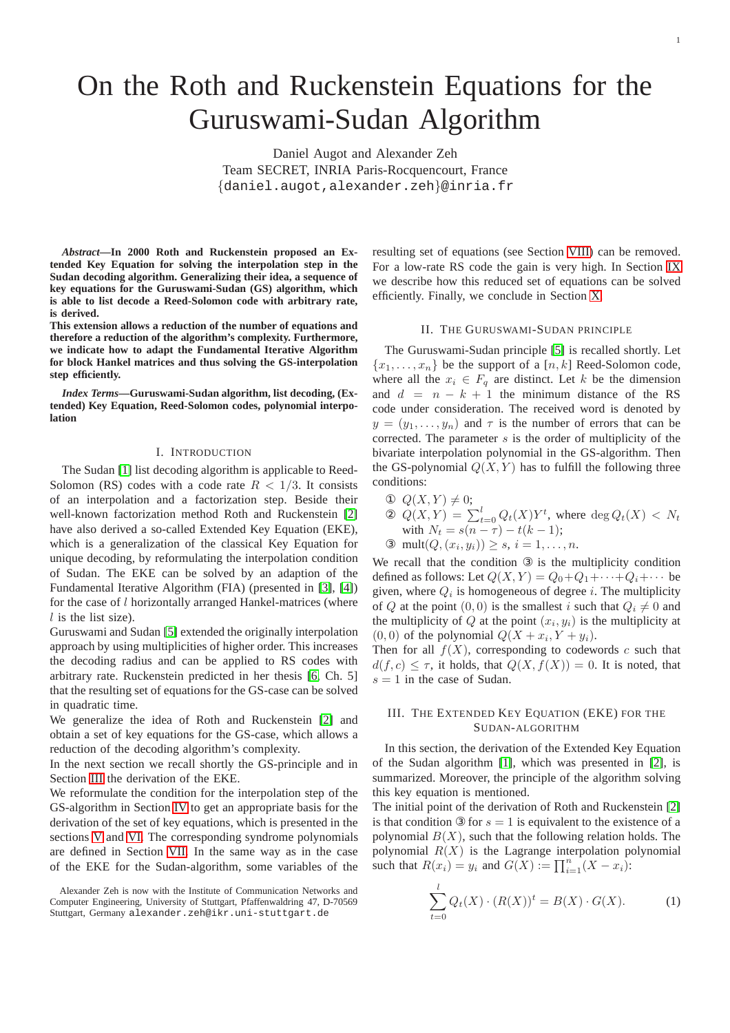# On the Roth and Ruckenstein Equations for the Guruswami-Sudan Algorithm

Daniel Augot and Alexander Zeh
Team SECRET, INRIA Paris-Rocquencourt, France
{daniel.augot,alexander.zeh}@inria.fr

***Abstract*—In 2000 Roth and Ruckenstein proposed an Extended Key Equation for solving the interpolation step in the Sudan decoding algorithm. Generalizing their idea, a sequence of key equations for the Guruswami-Sudan (GS) algorithm, which is able to list decode a Reed-Solomon code with arbitrary rate, is derived.**

**This extension allows a reduction of the number of equations and therefore a reduction of the algorithm's complexity. Furthermore, we indicate how to adapt the Fundamental Iterative Algorithm for block Hankel matrices and thus solving the GS-interpolation step efficiently.**

***Index Terms*—Guruswami-Sudan algorithm, list decoding, (Extended) Key Equation, Reed-Solomon codes, polynomial interpolation**

## I. Introduction

The Sudan [1] list decoding algorithm is applicable to Reed-Solomon (RS) codes with a code rate $R < 1/3$. It consists of an interpolation and a factorization step. Beside their well-known factorization method Roth and Ruckenstein [2] have also derived a so-called Extended Key Equation (EKE), which is a generalization of the classical Key Equation for unique decoding, by reformulating the interpolation condition of Sudan. The EKE can be solved by an adaption of the Fundamental Iterative Algorithm (FIA) (presented in [3], [4]) for the case of $l$ horizontally arranged Hankel-matrices (where $l$ is the list size).

Guruswami and Sudan [5] extended the originally interpolation approach by using multiplicities of higher order. This increases the decoding radius and can be applied to RS codes with arbitrary rate. Ruckenstein predicted in her thesis [6, Ch. 5] that the resulting set of equations for the GS-case can be solved in quadratic time.

We generalize the idea of Roth and Ruckenstein [2] and obtain a set of key equations for the GS-case, which allows a reduction of the decoding algorithm's complexity.

In the next section we recall shortly the GS-principle and in Section III the derivation of the EKE.

We reformulate the condition for the interpolation step of the GS-algorithm in Section IV to get an appropriate basis for the derivation of the set of key equations, which is presented in the sections V and VI. The corresponding syndrome polynomials are defined in Section VII. In the same way as in the case of the EKE for the Sudan-algorithm, some variables of the resulting set of equations (see Section VIII) can be removed. For a low-rate RS code the gain is very high. In Section IX we describe how this reduced set of equations can be solved efficiently. Finally, we conclude in Section X.

Alexander Zeh is now with the Institute of Communication Networks and Computer Engineering, University of Stuttgart, Pfaffenwaldring 47, D-70569 Stuttgart, Germany alexander.zeh@ikr.uni-stuttgart.de

## II. The Guruswami-Sudan Principle

The Guruswami-Sudan principle [5] is recalled shortly. Let $\{x_1, \dots, x_n\}$ be the support of a $[n, k]$ Reed-Solomon code, where all the $x_i \in F_q$ are distinct. Let $k$ be the dimension and $d = n - k + 1$ the minimum distance of the RS code under consideration. The received word is denoted by $y = (y_1, \dots, y_n)$ and $\tau$ is the number of errors that can be corrected. The parameter $s$ is the order of multiplicity of the bivariate interpolation polynomial in the GS-algorithm. Then the GS-polynomial $Q(X, Y)$ has to fulfill the following three conditions:

① $Q(X, Y) \neq 0$;

② $Q(X, Y) = \sum_{t=0}^{l} Q_t(X) Y^t$, where $\deg Q_t(X) < N_t$ with $N_t = s(n - \tau) - t(k - 1)$;

③ $\text{mult}(Q, (x_i, y_i)) \geq s$, $i = 1, \dots, n$.

We recall that the condition ③ is the multiplicity condition defined as follows: Let $Q(X, Y) = Q_0 + Q_1 + \dots + Q_i + \cdots$ be given, where $Q_i$ is homogeneous of degree $i$. The multiplicity of $Q$ at the point $(0, 0)$ is the smallest $i$ such that $Q_i \neq 0$ and the multiplicity of $Q$ at the point $(x_i, y_i)$ is the multiplicity at $(0, 0)$ of the polynomial $Q(X + x_i, Y + y_i)$.

Then for all $f(X)$, corresponding to codewords $c$ such that $d(f, c) \leq \tau$, it holds, that $Q(X, f(X)) = 0$. It is noted, that $s = 1$ in the case of Sudan.

## III. The Extended Key Equation (EKE) for the Sudan-Algorithm

In this section, the derivation of the Extended Key Equation of the Sudan algorithm [1], which was presented in [2], is summarized. Moreover, the principle of the algorithm solving this key equation is mentioned.

The initial point of the derivation of Roth and Ruckenstein [2] is that condition ③ for $s = 1$ is equivalent to the existence of a polynomial $B(X)$, such that the following relation holds. The polynomial $R(X)$ is the Lagrange interpolation polynomial such that $R(x_i) = y_i$ and $G(X) := \prod_{i=1}^{n} (X - x_i)$:

$$\sum_{t=0}^{l} Q_t(X) \cdot (R(X))^t = B(X) \cdot G(X). \tag{1}$$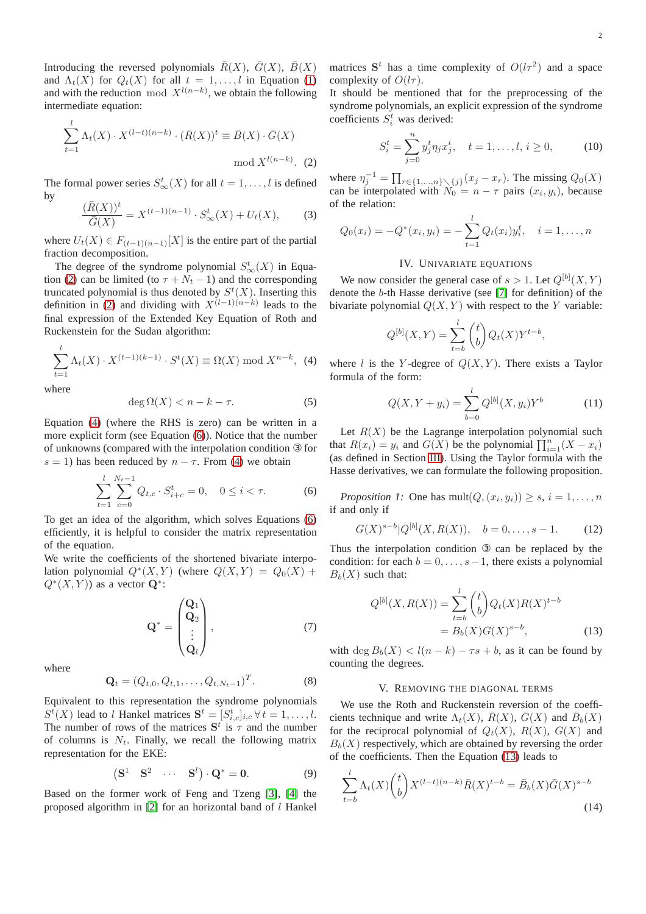Introducing the reversed polynomials $\bar{R}(X)$, $\bar{G}(X)$, $\bar{B}(X)$ and $\Lambda_t(X)$ for $Q_t(X)$ for all $t = 1, \ldots, l$ in Equation (1) and with the reduction $\bmod X^{l(n-k)}$, we obtain the following intermediate equation:

$$\sum_{t=1}^{l} \Lambda_t(X) \cdot X^{(l-t)(n-k)} \cdot (\bar{R}(X))^t \equiv \bar{B}(X) \cdot \bar{G}(X) \mod X^{l(n-k)}. \quad (2)$$

The formal power series $S^t_\infty(X)$ for all $t = 1, \ldots, l$ is defined by

$$\frac{(\bar{R}(X))^t}{\bar{G}(X)} = X^{(t-1)(n-1)} \cdot S^t_\infty(X) + U_t(X), \quad (3)$$

where $U_t(X) \in F_{(t-1)(n-1)}[X]$ is the entire part of the partial fraction decomposition.

The degree of the syndrome polynomial $S^t_\infty(X)$ in Equation (2) can be limited (to $\tau + N_t - 1$) and the corresponding truncated polynomial is thus denoted by $S^t(X)$. Inserting this definition in (2) and dividing with $X^{(l-1)(n-k)}$ leads to the final expression of the Extended Key Equation of Roth and Ruckenstein for the Sudan algorithm:

$$\sum_{t=1}^{l} \Lambda_t(X) \cdot X^{(t-1)(k-1)} \cdot S^t(X) \equiv \Omega(X) \bmod X^{n-k}, \quad (4)$$

where

$$\deg \Omega(X) < n - k - \tau. \quad (5)$$

Equation (4) (where the RHS is zero) can be written in a more explicit form (see Equation (6)). Notice that the number of unknowns (compared with the interpolation condition ③ for $s = 1$) has been reduced by $n - \tau$. From (4) we obtain

$$\sum_{t=1}^{l} \sum_{c=0}^{N_t - 1} Q_{t,c} \cdot S^t_{i+c} = 0, \quad 0 \leq i < \tau. \quad (6)$$

To get an idea of the algorithm, which solves Equations (6) efficiently, it is helpful to consider the matrix representation of the equation.

We write the coefficients of the shortened bivariate interpolation polynomial $Q^*(X, Y)$ (where $Q(X, Y) = Q_0(X) + Q^*(X, Y)$) as a vector $\mathbf{Q}^*$:

$$\mathbf{Q}^* = \begin{pmatrix} \mathbf{Q}_1 \\ \mathbf{Q}_2 \\ \vdots \\ \mathbf{Q}_l \end{pmatrix}, \quad (7)$$

where

$$\mathbf{Q}_t = (Q_{t,0}, Q_{t,1}, \ldots, Q_{t,N_t - 1})^T. \quad (8)$$

Equivalent to this representation the syndrome polynomials $S^t(X)$ lead to $l$ Hankel matrices $\mathbf{S}^t = [S^t_{i,c}]_{i,c} \, \forall \, t = 1, \ldots, l$. The number of rows of the matrices $\mathbf{S}^t$ is $\tau$ and the number of columns is $N_t$. Finally, we recall the following matrix representation for the EKE:

$$\begin{pmatrix} \mathbf{S}^1 & \mathbf{S}^2 & \cdots & \mathbf{S}^l \end{pmatrix} \cdot \mathbf{Q}^* = \mathbf{0}. \quad (9)$$

Based on the former work of Feng and Tzeng [3], [4] the proposed algorithm in [2] for an horizontal band of $l$ Hankel matrices $\mathbf{S}^t$ has a time complexity of $O(l\tau^2)$ and a space complexity of $O(l\tau)$.

It should be mentioned that for the preprocessing of the syndrome polynomials, an explicit expression of the syndrome coefficients $S^t_i$ was derived:

$$S^t_i = \sum_{j=0}^{n} y^t_j \eta_j x^i_j, \quad t = 1, \ldots, l, \, i \geq 0, \quad (10)$$

where $\eta^{-1}_j = \prod_{r \in \{1,\ldots,n\} \setminus \{j\}} (x_j - x_r)$. The missing $Q_0(X)$ can be interpolated with $N_0 = n - \tau$ pairs $(x_i, y_i)$, because of the relation:

$$Q_0(x_i) = -Q^*(x_i, y_i) = -\sum_{t=1}^{l} Q_t(x_i) y^t_i, \quad i = 1, \ldots, n$$

## IV. Univariate Equations

We now consider the general case of $s > 1$. Let $Q^{[b]}(X, Y)$ denote the $b$-th Hasse derivative (see [7] for definition) of the bivariate polynomial $Q(X, Y)$ with respect to the $Y$ variable:

$$Q^{[b]}(X, Y) = \sum_{t=b}^{l} \binom{t}{b} Q_t(X) Y^{t-b},$$

where $l$ is the $Y$-degree of $Q(X, Y)$. There exists a Taylor formula of the form:

$$Q(X, Y + y_i) = \sum_{b=0}^{l} Q^{[b]}(X, y_i) Y^b \quad (11)$$

Let $R(X)$ be the Lagrange interpolation polynomial such that $R(x_i) = y_i$ and $G(X)$ be the polynomial $\prod_{i=1}^{n}(X - x_i)$ (as defined in Section III). Using the Taylor formula with the Hasse derivatives, we can formulate the following proposition.

*Proposition 1:* One has $\text{mult}(Q, (x_i, y_i)) \geq s$, $i = 1, \ldots, n$ if and only if

$$G(X)^{s-b} | Q^{[b]}(X, R(X)), \quad b = 0, \ldots, s - 1. \quad (12)$$

Thus the interpolation condition ③ can be replaced by the condition: for each $b = 0, \ldots, s-1$, there exists a polynomial $B_b(X)$ such that:

$$\begin{aligned} Q^{[b]}(X, R(X)) &= \sum_{t=b}^{l} \binom{t}{b} Q_t(X) R(X)^{t-b} \\ &= B_b(X) G(X)^{s-b}, \end{aligned} \quad (13)$$

with $\deg B_b(X) < l(n-k) - \tau s + b$, as it can be found by counting the degrees.

## V. Removing the Diagonal Terms

We use the Roth and Ruckenstein reversion of the coefficients technique and write $\Lambda_t(X)$, $\bar{R}(X)$, $\bar{G}(X)$ and $\bar{B}_b(X)$ for the reciprocal polynomial of $Q_t(X)$, $R(X)$, $G(X)$ and $B_b(X)$ respectively, which are obtained by reversing the order of the coefficients. Then the Equation (13) leads to

$$\sum_{t=b}^{l} \Lambda_t(X) \binom{t}{b} X^{(l-t)(n-k)} \bar{R}(X)^{t-b} = \bar{B}_b(X) \bar{G}(X)^{s-b} \quad (14)$$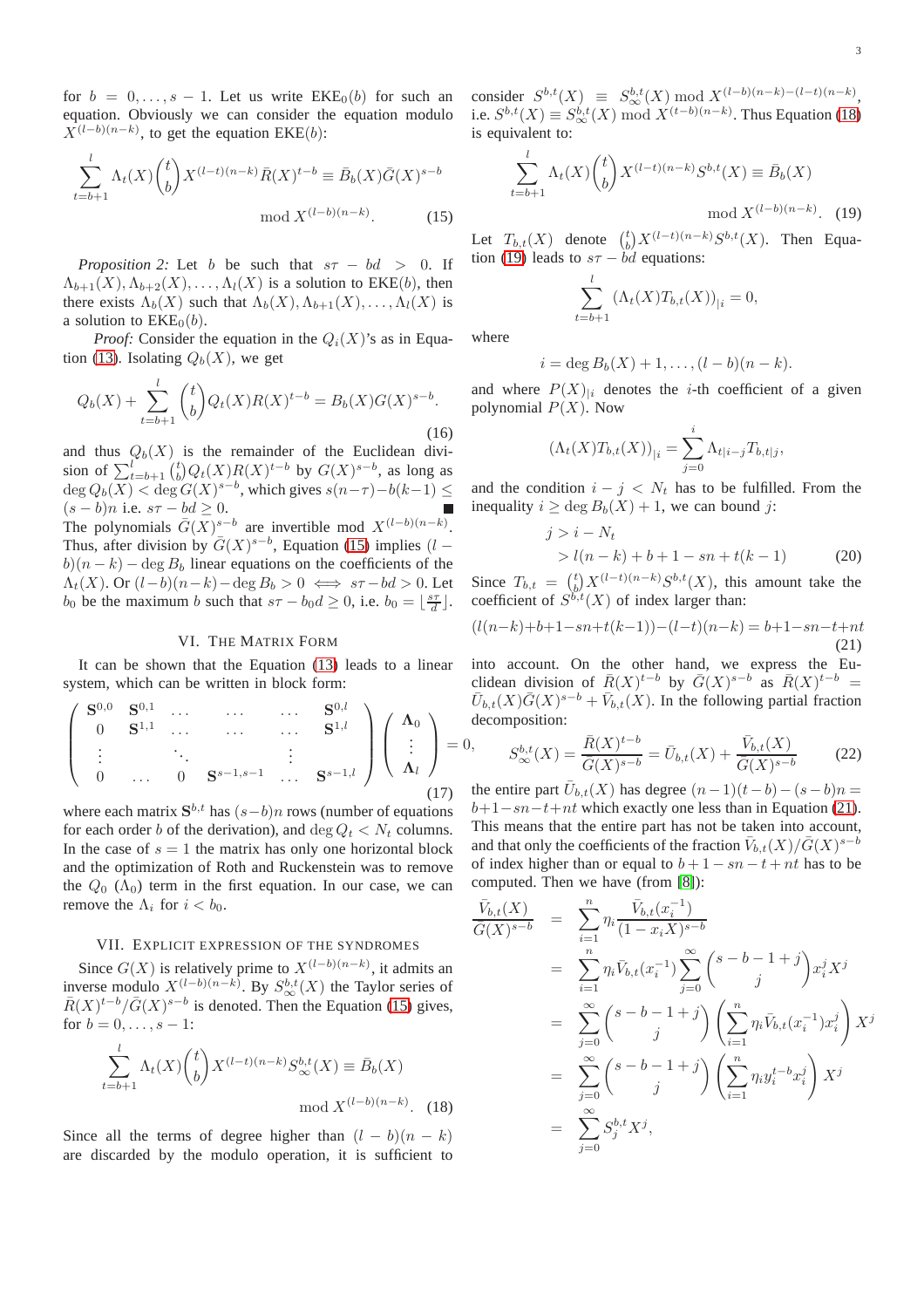for $b = 0, \ldots, s-1$. Let us write $\mathrm{EKE}_0(b)$ for such an equation. Obviously we can consider the equation modulo $X^{(l-b)(n-k)}$, to get the equation $\mathrm{EKE}(b)$:

$$\sum_{t=b+1}^{l} \Lambda_t(X) \binom{t}{b} X^{(l-t)(n-k)} \bar{R}(X)^{t-b} \equiv \bar{B}_b(X) \bar{G}(X)^{s-b} \mod X^{(l-b)(n-k)}. \tag{15}$$

*Proposition 2:* Let $b$ be such that $s\tau - bd > 0$. If $\Lambda_{b+1}(X), \Lambda_{b+2}(X), \ldots, \Lambda_l(X)$ is a solution to $\mathrm{EKE}(b)$, then there exists $\Lambda_b(X)$ such that $\Lambda_b(X), \Lambda_{b+1}(X), \ldots, \Lambda_l(X)$ is a solution to $\mathrm{EKE}_0(b)$.

*Proof:* Consider the equation in the $Q_i(X)$'s as in Equation (13). Isolating $Q_b(X)$, we get

$$Q_b(X) + \sum_{t=b+1}^{l} \binom{t}{b} Q_t(X) R(X)^{t-b} = B_b(X) G(X)^{s-b}. \tag{16}$$

and thus $Q_b(X)$ is the remainder of the Euclidean division of $\sum_{t=b+1}^{l} \binom{t}{b} Q_t(X) R(X)^{t-b}$ by $G(X)^{s-b}$, as long as $\deg Q_b(X) < \deg G(X)^{s-b}$, which gives $s(n-\tau) - b(k-1) \leq (s-b)n$ i.e. $s\tau - bd \geq 0$. ∎

The polynomials $\bar{G}(X)^{s-b}$ are invertible mod $X^{(l-b)(n-k)}$. Thus, after division by $\bar{G}(X)^{s-b}$, Equation (15) implies $(l-b)(n-k) - \deg B_b$ linear equations on the coefficients of the $\Lambda_t(X)$. Or $(l-b)(n-k) - \deg B_b > 0 \iff s\tau - bd > 0$. Let $b_0$ be the maximum $b$ such that $s\tau - b_0 d \geq 0$, i.e. $b_0 = \lfloor \frac{s\tau}{d} \rfloor$.

## VI. The Matrix Form

It can be shown that the Equation (13) leads to a linear system, which can be written in block form:

$$\begin{pmatrix} \mathbf{S}^{0,0} & \mathbf{S}^{0,1} & \ldots & \ldots & \ldots & \mathbf{S}^{0,l} \\ 0 & \mathbf{S}^{1,1} & \ldots & \ldots & \ldots & \mathbf{S}^{1,l} \\ \vdots & & \ddots & & \vdots & \\ 0 & \ldots & 0 & \mathbf{S}^{s-1,s-1} & \ldots & \mathbf{S}^{s-1,l} \end{pmatrix} \begin{pmatrix} \mathbf{\Lambda}_0 \\ \vdots \\ \mathbf{\Lambda}_l \end{pmatrix} = 0, \tag{17}$$

where each matrix $\mathbf{S}^{b,t}$ has $(s-b)n$ rows (number of equations for each order $b$ of the derivation), and $\deg Q_t < N_t$ columns. In the case of $s = 1$ the matrix has only one horizontal block and the optimization of Roth and Ruckenstein was to remove the $Q_0$ ($\Lambda_0$) term in the first equation. In our case, we can remove the $\Lambda_i$ for $i < b_0$.

## VII. Explicit Expression of the Syndromes

Since $G(X)$ is relatively prime to $X^{(l-b)(n-k)}$, it admits an inverse modulo $X^{(l-b)(n-k)}$. By $S_{\infty}^{b,t}(X)$ the Taylor series of $\bar{R}(X)^{t-b}/\bar{G}(X)^{s-b}$ is denoted. Then the Equation (15) gives, for $b = 0, \ldots, s-1$:

$$\sum_{t=b+1}^{l} \Lambda_t(X) \binom{t}{b} X^{(l-t)(n-k)} S_{\infty}^{b,t}(X) \equiv \bar{B}_b(X) \mod X^{(l-b)(n-k)}. \tag{18}$$

Since all the terms of degree higher than $(l-b)(n-k)$ are discarded by the modulo operation, it is sufficient to consider $S^{b,t}(X) \equiv S_{\infty}^{b,t}(X) \bmod X^{(l-b)(n-k)-(l-t)(n-k)}$, i.e. $S^{b,t}(X) \equiv S_{\infty}^{b,t}(X) \bmod X^{(t-b)(n-k)}$. Thus Equation (18) is equivalent to:

$$\sum_{t=b+1}^{l} \Lambda_t(X) \binom{t}{b} X^{(l-t)(n-k)} S^{b,t}(X) \equiv \bar{B}_b(X) \mod X^{(l-b)(n-k)}. \tag{19}$$

Let $T_{b,t}(X)$ denote $\binom{t}{b} X^{(l-t)(n-k)} S^{b,t}(X)$. Then Equation (19) leads to $s\tau - bd$ equations:

$$\sum_{t=b+1}^{l} \left( \Lambda_t(X) T_{b,t}(X) \right)_{|i} = 0,$$

where

$$i = \deg B_b(X) + 1, \ldots, (l-b)(n-k).$$

and where $P(X)_{|i}$ denotes the $i$-th coefficient of a given polynomial $P(X)$. Now

$$\left( \Lambda_t(X) T_{b,t}(X) \right)_{|i} = \sum_{j=0}^{i} \Lambda_{t|i-j} T_{b,t|j},$$

and the condition $i - j < N_t$ has to be fulfilled. From the inequality $i \geq \deg B_b(X) + 1$, we can bound $j$:

$$\begin{aligned} j &> i - N_t \\ &> l(n-k) + b + 1 - sn + t(k-1) \end{aligned} \tag{20}$$

Since $T_{b,t} = \binom{t}{b} X^{(l-t)(n-k)} S^{b,t}(X)$, this amount take the coefficient of $S^{b,t}(X)$ of index larger than:

$$(l(n-k)+b+1-sn+t(k-1)) - (l-t)(n-k) = b+1-sn-t+nt \tag{21}$$

into account. On the other hand, we express the Euclidean division of $\bar{R}(X)^{t-b}$ by $\bar{G}(X)^{s-b}$ as $\bar{R}(X)^{t-b} = \bar{U}_{b,t}(X)\bar{G}(X)^{s-b} + \bar{V}_{b,t}(X)$. In the following partial fraction decomposition:

$$S_{\infty}^{b,t}(X) = \frac{\bar{R}(X)^{t-b}}{\bar{G}(X)^{s-b}} = \bar{U}_{b,t}(X) + \frac{\bar{V}_{b,t}(X)}{\bar{G}(X)^{s-b}} \tag{22}$$

the entire part $\bar{U}_{b,t}(X)$ has degree $(n-1)(t-b) - (s-b)n = b+1-sn-t+nt$ which exactly one less than in Equation (21). This means that the entire part has not be taken into account, and that only the coefficients of the fraction $\bar{V}_{b,t}(X)/\bar{G}(X)^{s-b}$ of index higher than or equal to $b+1-sn-t+nt$ has to be computed. Then we have (from [8]):

$$\begin{aligned} \frac{\bar{V}_{b,t}(X)}{\bar{G}(X)^{s-b}} &= \sum_{i=1}^{n} \eta_i \frac{\bar{V}_{b,t}(x_i^{-1})}{(1-x_i X)^{s-b}} \\ &= \sum_{i=1}^{n} \eta_i \bar{V}_{b,t}(x_i^{-1}) \sum_{j=0}^{\infty} \binom{s-b-1+j}{j} x_i^j X^j \\ &= \sum_{j=0}^{\infty} \binom{s-b-1+j}{j} \left( \sum_{i=1}^{n} \eta_i \bar{V}_{b,t}(x_i^{-1}) x_i^j \right) X^j \\ &= \sum_{j=0}^{\infty} \binom{s-b-1+j}{j} \left( \sum_{i=1}^{n} \eta_i y_i^{t-b} x_i^j \right) X^j \\ &= \sum_{j=0}^{\infty} S_j^{b,t} X^j, \end{aligned}$$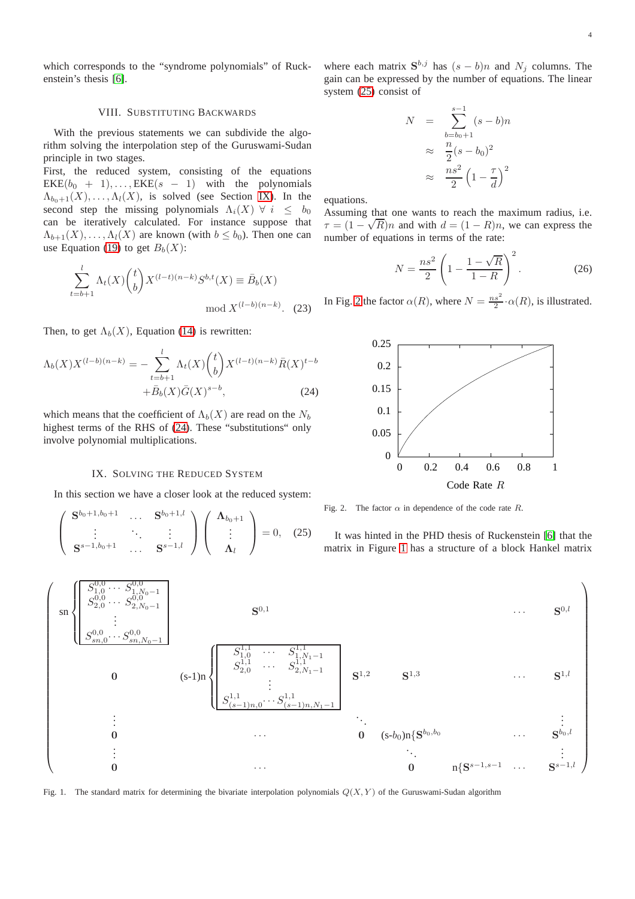which corresponds to the "syndrome polynomials" of Ruckenstein's thesis [6].

## VIII. Substituting Backwards

With the previous statements we can subdivide the algorithm solving the interpolation step of the Guruswami-Sudan principle in two stages.

First, the reduced system, consisting of the equations $\text{EKE}(b_0 + 1), \ldots, \text{EKE}(s-1)$ with the polynomials $\Lambda_{b_0+1}(X), \ldots, \Lambda_l(X)$, is solved (see Section IX). In the second step the missing polynomials $\Lambda_i(X)\ \forall\ i \leq b_0$ can be iteratively calculated. For instance suppose that $\Lambda_{b+1}(X), \ldots, \Lambda_l(X)$ are known (with $b \leq b_0$). Then one can use Equation (19) to get $B_b(X)$:

$$\sum_{t=b+1}^{l} \Lambda_t(X) \binom{t}{b} X^{(l-t)(n-k)} S^{b,t}(X) \equiv \bar{B}_b(X) \mod X^{(l-b)(n-k)}. \quad (23)$$

Then, to get $\Lambda_b(X)$, Equation (14) is rewritten:

$$\Lambda_b(X) X^{(l-b)(n-k)} = -\sum_{t=b+1}^{l} \Lambda_t(X) \binom{t}{b} X^{(l-t)(n-k)} \bar{R}(X)^{t-b} + \bar{B}_b(X) \bar{G}(X)^{s-b}, \quad (24)$$

which means that the coefficient of $\Lambda_b(X)$ are read on the $N_b$ highest terms of the RHS of (24). These "substitutions" only involve polynomial multiplications.

## IX. Solving the Reduced System

In this section we have a closer look at the reduced system:

$$\begin{pmatrix} \mathbf{S}^{b_0+1,b_0+1} & \ldots & \mathbf{S}^{b_0+1,l} \\ \vdots & \ddots & \vdots \\ \mathbf{S}^{s-1,b_0+1} & \ldots & \mathbf{S}^{s-1,l} \end{pmatrix} \begin{pmatrix} \mathbf{\Lambda}_{b_0+1} \\ \vdots \\ \mathbf{\Lambda}_l \end{pmatrix} = 0, \quad (25)$$

where each matrix $\mathbf{S}^{b,j}$ has $(s-b)n$ and $N_j$ columns. The gain can be expressed by the number of equations. The linear system (25) consist of

$$\begin{aligned} N &= \sum_{b=b_0+1}^{s-1} (s-b)n \\ &\approx \frac{n}{2}(s-b_0)^2 \\ &\approx \frac{ns^2}{2}\left(1 - \frac{\tau}{d}\right)^2 \end{aligned}$$

equations.

Assuming that one wants to reach the maximum radius, i.e. $\tau = (1-\sqrt{R})n$ and with $d = (1-R)n$, we can express the number of equations in terms of the rate:

$$N = \frac{ns^2}{2}\left(1 - \frac{1-\sqrt{R}}{1-R}\right)^2. \quad (26)$$

In Fig. 2 the factor $\alpha(R)$, where $N = \frac{ns^2}{2} \cdot \alpha(R)$, is illustrated.

Fig. 2. The factor $\alpha$ in dependence of the code rate $R$.

It was hinted in the PHD thesis of Ruckenstein [6] that the matrix in Figure 1 has a structure of a block Hankel matrix

$$\begin{pmatrix}
sn\left\{\begin{matrix} S^{0,0}_{1,0} \cdots S^{0,0}_{1,N_0-1} \\ S^{0,0}_{2,0} \cdots S^{0,0}_{2,N_0-1} \\ \vdots \\ S^{0,0}_{sn,0} \cdots S^{0,0}_{sn,N_0-1} \end{matrix}\right. & \mathbf{S}^{0,1} & & & \cdots & \mathbf{S}^{0,l} \\
\mathbf{0} & (s\text{-}1)n\left\{\begin{matrix} S^{1,1}_{1,0} \cdots S^{1,1}_{1,N_1-1} \\ S^{1,1}_{2,0} \cdots S^{1,1}_{2,N_1-1} \\ \vdots \\ S^{1,1}_{(s-1)n,0} \cdots S^{1,1}_{(s-1)n,N_1-1} \end{matrix}\right. & \mathbf{S}^{1,2} & \mathbf{S}^{1,3} & \cdots & \mathbf{S}^{1,l} \\
\vdots & & \ddots & & & \vdots \\
\mathbf{0} & \cdots & \mathbf{0} & (s\text{-}b_0)n\{\mathbf{S}^{b_0,b_0} & \cdots & \mathbf{S}^{b_0,l} \\
\vdots & & & \ddots & & \vdots \\
\mathbf{0} & \cdots & & \mathbf{0} & n\{\mathbf{S}^{s-1,s-1} \ \cdots & \mathbf{S}^{s-1,l}
\end{pmatrix}$$

Fig. 1. The standard matrix for determining the bivariate interpolation polynomials $Q(X,Y)$ of the Guruswami-Sudan algorithm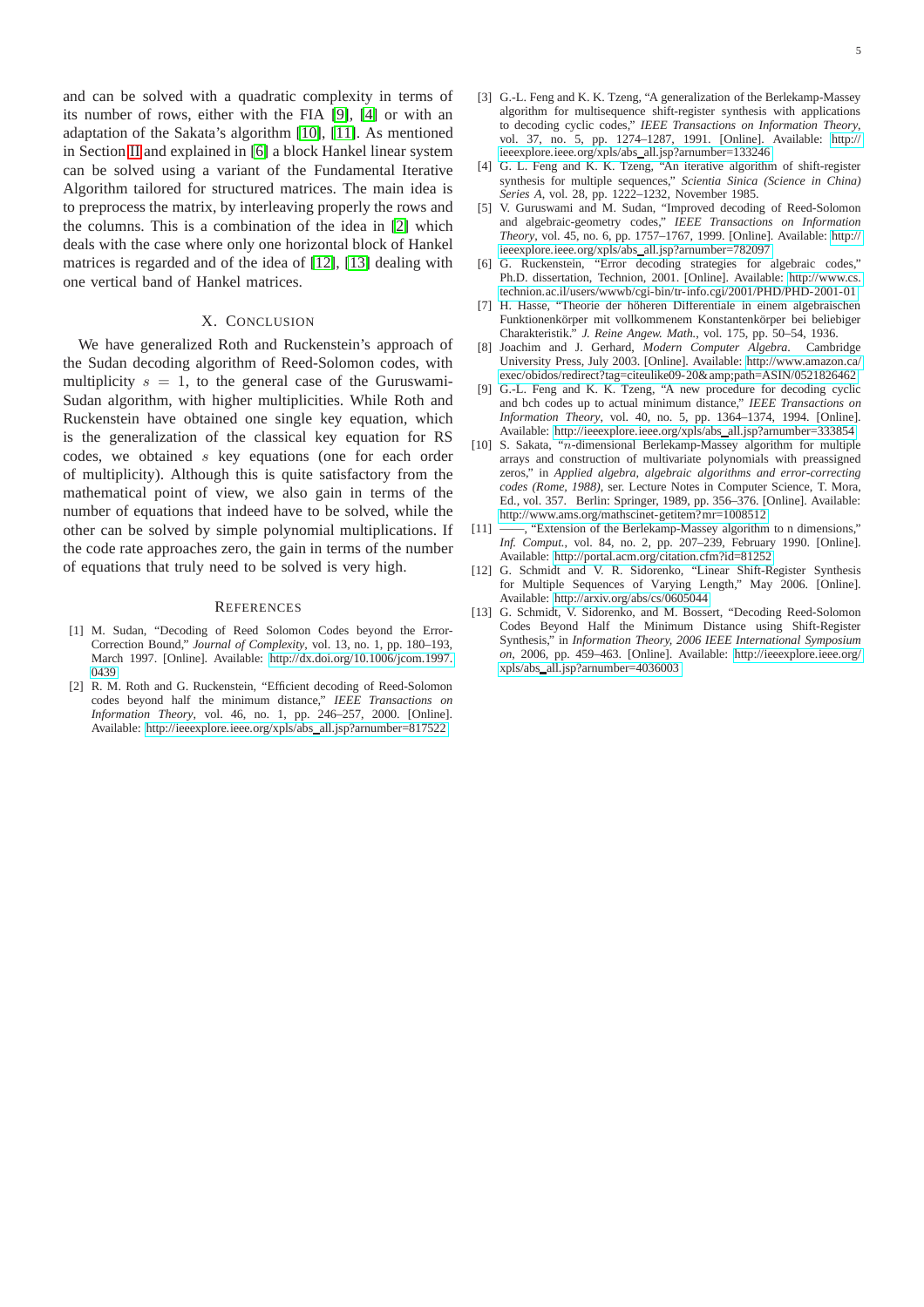and can be solved with a quadratic complexity in terms of its number of rows, either with the FIA [9], [4] or with an adaptation of the Sakata's algorithm [10], [11]. As mentioned in Section II and explained in [6] a block Hankel linear system can be solved using a variant of the Fundamental Iterative Algorithm tailored for structured matrices. The main idea is to preprocess the matrix, by interleaving properly the rows and the columns. This is a combination of the idea in [2] which deals with the case where only one horizontal block of Hankel matrices is regarded and of the idea of [12], [13] dealing with one vertical band of Hankel matrices.

## X. Conclusion

We have generalized Roth and Ruckenstein's approach of the Sudan decoding algorithm of Reed-Solomon codes, with multiplicity $s = 1$, to the general case of the Guruswami-Sudan algorithm, with higher multiplicities. While Roth and Ruckenstein have obtained one single key equation, which is the generalization of the classical key equation for RS codes, we obtained $s$ key equations (one for each order of multiplicity). Although this is quite satisfactory from the mathematical point of view, we also gain in terms of the number of equations that indeed have to be solved, while the other can be solved by simple polynomial multiplications. If the code rate approaches zero, the gain in terms of the number of equations that truly need to be solved is very high.

## References

[1] M. Sudan, "Decoding of Reed Solomon Codes beyond the Error-Correction Bound," *Journal of Complexity*, vol. 13, no. 1, pp. 180–193, March 1997. [Online]. Available: http://dx.doi.org/10.1006/jcom.1997.0439

[2] R. M. Roth and G. Ruckenstein, "Efficient decoding of Reed-Solomon codes beyond half the minimum distance," *IEEE Transactions on Information Theory*, vol. 46, no. 1, pp. 246–257, 2000. [Online]. Available: http://ieeexplore.ieee.org/xpls/abs_all.jsp?arnumber=817522

[3] G.-L. Feng and K. K. Tzeng, "A generalization of the Berlekamp-Massey algorithm for multisequence shift-register synthesis with applications to decoding cyclic codes," *IEEE Transactions on Information Theory*, vol. 37, no. 5, pp. 1274–1287, 1991. [Online]. Available: http://ieeexplore.ieee.org/xpls/abs_all.jsp?arnumber=133246

[4] G. L. Feng and K. K. Tzeng, "An iterative algorithm of shift-register synthesis for multiple sequences," *Scientia Sinica (Science in China) Series A*, vol. 28, pp. 1222–1232, November 1985.

[5] V. Guruswami and M. Sudan, "Improved decoding of Reed-Solomon and algebraic-geometry codes," *IEEE Transactions on Information Theory*, vol. 45, no. 6, pp. 1757–1767, 1999. [Online]. Available: http://ieeexplore.ieee.org/xpls/abs_all.jsp?arnumber=782097

[6] G. Ruckenstein, "Error decoding strategies for algebraic codes," Ph.D. dissertation, Technion, 2001. [Online]. Available: http://www.cs.technion.ac.il/users/wwwb/cgi-bin/tr-info.cgi/2001/PHD/PHD-2001-01

[7] H. Hasse, "Theorie der höheren Differentiale in einem algebraischen Funktionenkörper mit vollkommenem Konstantenkörper bei beliebiger Charakteristik." *J. Reine Angew. Math.*, vol. 175, pp. 50–54, 1936.

[8] Joachim and J. Gerhard, *Modern Computer Algebra*. Cambridge University Press, July 2003. [Online]. Available: http://www.amazon.ca/exec/obidos/redirect?tag=citeulike09-20&amp;path=ASIN/0521826462

[9] G.-L. Feng and K. K. Tzeng, "A new procedure for decoding cyclic and bch codes up to actual minimum distance," *IEEE Transactions on Information Theory*, vol. 40, no. 5, pp. 1364–1374, 1994. [Online]. Available: http://ieeexplore.ieee.org/xpls/abs_all.jsp?arnumber=333854

[10] S. Sakata, "$n$-dimensional Berlekamp-Massey algorithm for multiple arrays and construction of multivariate polynomials with preassigned zeros," in *Applied algebra, algebraic algorithms and error-correcting codes (Rome, 1988)*, ser. Lecture Notes in Computer Science, T. Mora, Ed., vol. 357. Berlin: Springer, 1989, pp. 356–376. [Online]. Available: http://www.ams.org/mathscinet-getitem?mr=1008512

[11] ——, "Extension of the Berlekamp-Massey algorithm to n dimensions," *Inf. Comput.*, vol. 84, no. 2, pp. 207–239, February 1990. [Online]. Available: http://portal.acm.org/citation.cfm?id=81252

[12] G. Schmidt and V. R. Sidorenko, "Linear Shift-Register Synthesis for Multiple Sequences of Varying Length," May 2006. [Online]. Available: http://arxiv.org/abs/cs/0605044

[13] G. Schmidt, V. Sidorenko, and M. Bossert, "Decoding Reed-Solomon Codes Beyond Half the Minimum Distance using Shift-Register Synthesis," in *Information Theory, 2006 IEEE International Symposium on*, 2006, pp. 459–463. [Online]. Available: http://ieeexplore.ieee.org/xpls/abs_all.jsp?arnumber=4036003